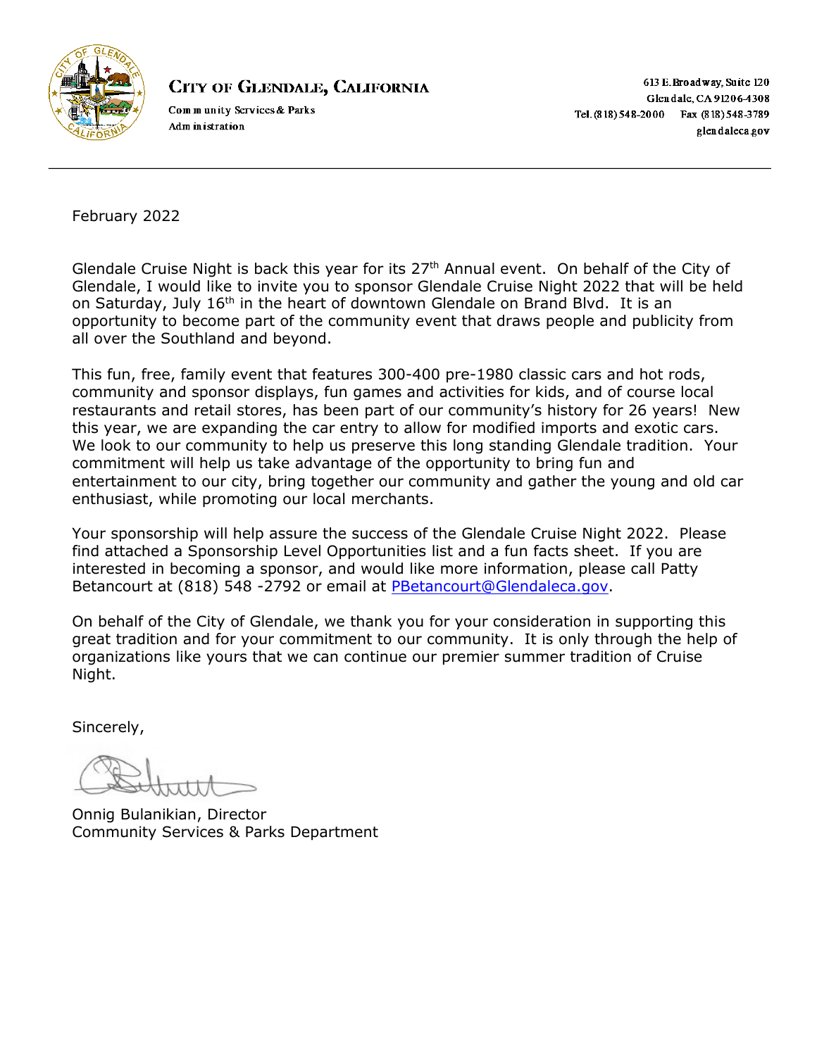**City of Glendale, California**
Community Services & Parks
Administration

613 E. Broadway, Suite 120
Glendale, CA 91206-4308
Tel. (818) 548-2000 Fax (818) 548-3789
glendaleca.gov

---

February 2022

Glendale Cruise Night is back this year for its 27th Annual event. On behalf of the City of Glendale, I would like to invite you to sponsor Glendale Cruise Night 2022 that will be held on Saturday, July 16th in the heart of downtown Glendale on Brand Blvd. It is an opportunity to become part of the community event that draws people and publicity from all over the Southland and beyond.

This fun, free, family event that features 300-400 pre-1980 classic cars and hot rods, community and sponsor displays, fun games and activities for kids, and of course local restaurants and retail stores, has been part of our community's history for 26 years! New this year, we are expanding the car entry to allow for modified imports and exotic cars. We look to our community to help us preserve this long standing Glendale tradition. Your commitment will help us take advantage of the opportunity to bring fun and entertainment to our city, bring together our community and gather the young and old car enthusiast, while promoting our local merchants.

Your sponsorship will help assure the success of the Glendale Cruise Night 2022. Please find attached a Sponsorship Level Opportunities list and a fun facts sheet. If you are interested in becoming a sponsor, and would like more information, please call Patty Betancourt at (818) 548 -2792 or email at PBetancourt@Glendaleca.gov.

On behalf of the City of Glendale, we thank you for your consideration in supporting this great tradition and for your commitment to our community. It is only through the help of organizations like yours that we can continue our premier summer tradition of Cruise Night.

Sincerely,

Onnig Bulanikian, Director
Community Services & Parks Department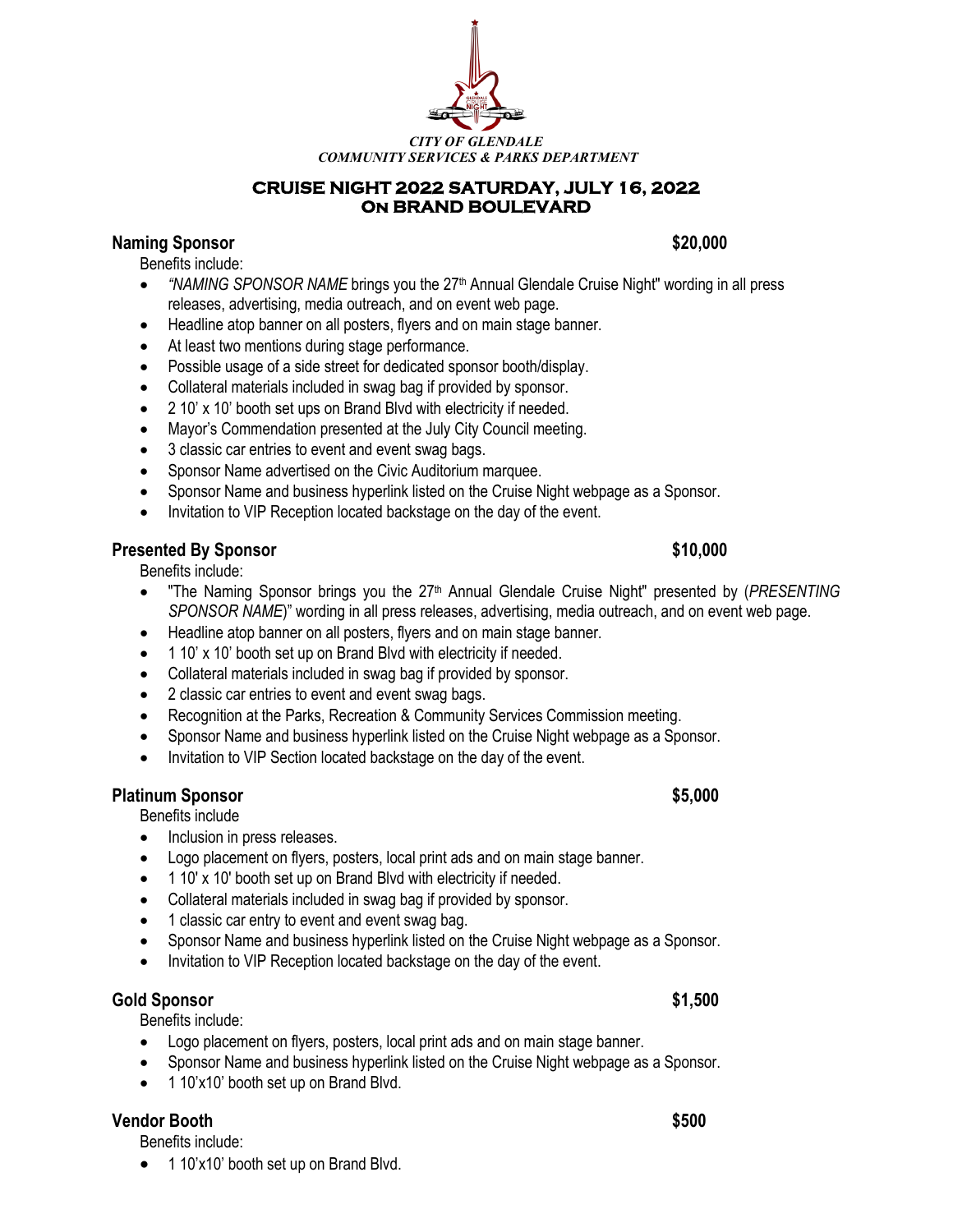*CITY OF GLENDALE*
*COMMUNITY SERVICES & PARKS DEPARTMENT*

# CRUISE NIGHT 2022 SATURDAY, JULY 16, 2022
# On BRAND BOULEVARD

## Naming Sponsor $20,000

Benefits include:

- *"NAMING SPONSOR NAME* brings you the 27th Annual Glendale Cruise Night" wording in all press releases, advertising, media outreach, and on event web page.
- Headline atop banner on all posters, flyers and on main stage banner.
- At least two mentions during stage performance.
- Possible usage of a side street for dedicated sponsor booth/display.
- Collateral materials included in swag bag if provided by sponsor.
- 2 10' x 10' booth set ups on Brand Blvd with electricity if needed.
- Mayor's Commendation presented at the July City Council meeting.
- 3 classic car entries to event and event swag bags.
- Sponsor Name advertised on the Civic Auditorium marquee.
- Sponsor Name and business hyperlink listed on the Cruise Night webpage as a Sponsor.
- Invitation to VIP Reception located backstage on the day of the event.

## Presented By Sponsor $10,000

Benefits include:

- "The Naming Sponsor brings you the 27th Annual Glendale Cruise Night" presented by (*PRESENTING SPONSOR NAME*)" wording in all press releases, advertising, media outreach, and on event web page.
- Headline atop banner on all posters, flyers and on main stage banner.
- 1 10' x 10' booth set up on Brand Blvd with electricity if needed.
- Collateral materials included in swag bag if provided by sponsor.
- 2 classic car entries to event and event swag bags.
- Recognition at the Parks, Recreation & Community Services Commission meeting.
- Sponsor Name and business hyperlink listed on the Cruise Night webpage as a Sponsor.
- Invitation to VIP Section located backstage on the day of the event.

## Platinum Sponsor $5,000

Benefits include

- Inclusion in press releases.
- Logo placement on flyers, posters, local print ads and on main stage banner.
- 1 10' x 10' booth set up on Brand Blvd with electricity if needed.
- Collateral materials included in swag bag if provided by sponsor.
- 1 classic car entry to event and event swag bag.
- Sponsor Name and business hyperlink listed on the Cruise Night webpage as a Sponsor.
- Invitation to VIP Reception located backstage on the day of the event.

## Gold Sponsor $1,500

Benefits include:

- Logo placement on flyers, posters, local print ads and on main stage banner.
- Sponsor Name and business hyperlink listed on the Cruise Night webpage as a Sponsor.
- 1 10'x10' booth set up on Brand Blvd.

## Vendor Booth $500

Benefits include:

- 1 10'x10' booth set up on Brand Blvd.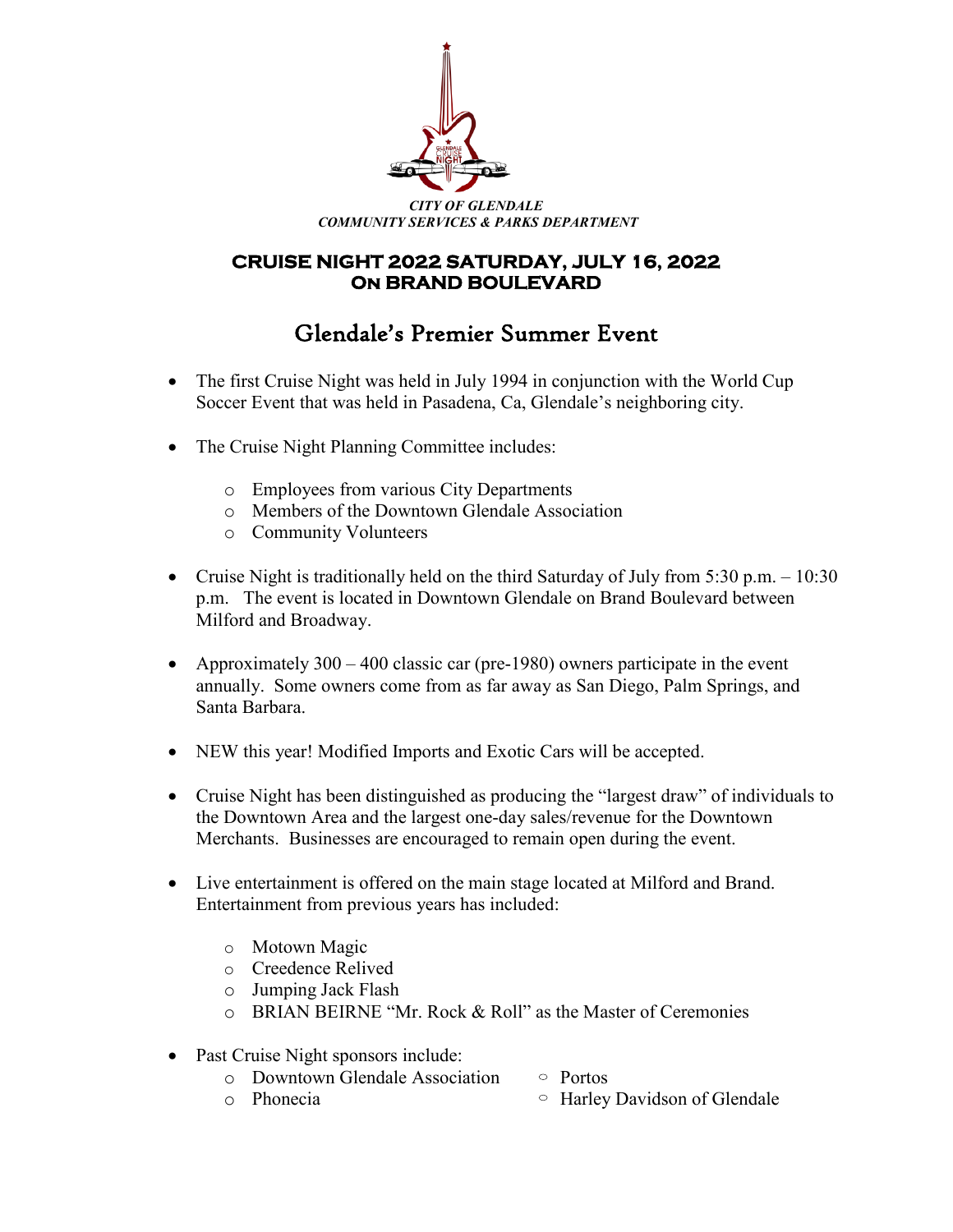*CITY OF GLENDALE*
*COMMUNITY SERVICES & PARKS DEPARTMENT*

## CRUISE NIGHT 2022 SATURDAY, JULY 16, 2022
## ON BRAND BOULEVARD

# Glendale's Premier Summer Event

- The first Cruise Night was held in July 1994 in conjunction with the World Cup Soccer Event that was held in Pasadena, Ca, Glendale's neighboring city.

- The Cruise Night Planning Committee includes:
  - Employees from various City Departments
  - Members of the Downtown Glendale Association
  - Community Volunteers

- Cruise Night is traditionally held on the third Saturday of July from 5:30 p.m. – 10:30 p.m. The event is located in Downtown Glendale on Brand Boulevard between Milford and Broadway.

- Approximately 300 – 400 classic car (pre-1980) owners participate in the event annually. Some owners come from as far away as San Diego, Palm Springs, and Santa Barbara.

- NEW this year! Modified Imports and Exotic Cars will be accepted.

- Cruise Night has been distinguished as producing the "largest draw" of individuals to the Downtown Area and the largest one-day sales/revenue for the Downtown Merchants. Businesses are encouraged to remain open during the event.

- Live entertainment is offered on the main stage located at Milford and Brand. Entertainment from previous years has included:
  - Motown Magic
  - Creedence Relived
  - Jumping Jack Flash
  - BRIAN BEIRNE "Mr. Rock & Roll" as the Master of Ceremonies

- Past Cruise Night sponsors include:
  - Downtown Glendale Association
  - Phonecia
  - Portos
  - Harley Davidson of Glendale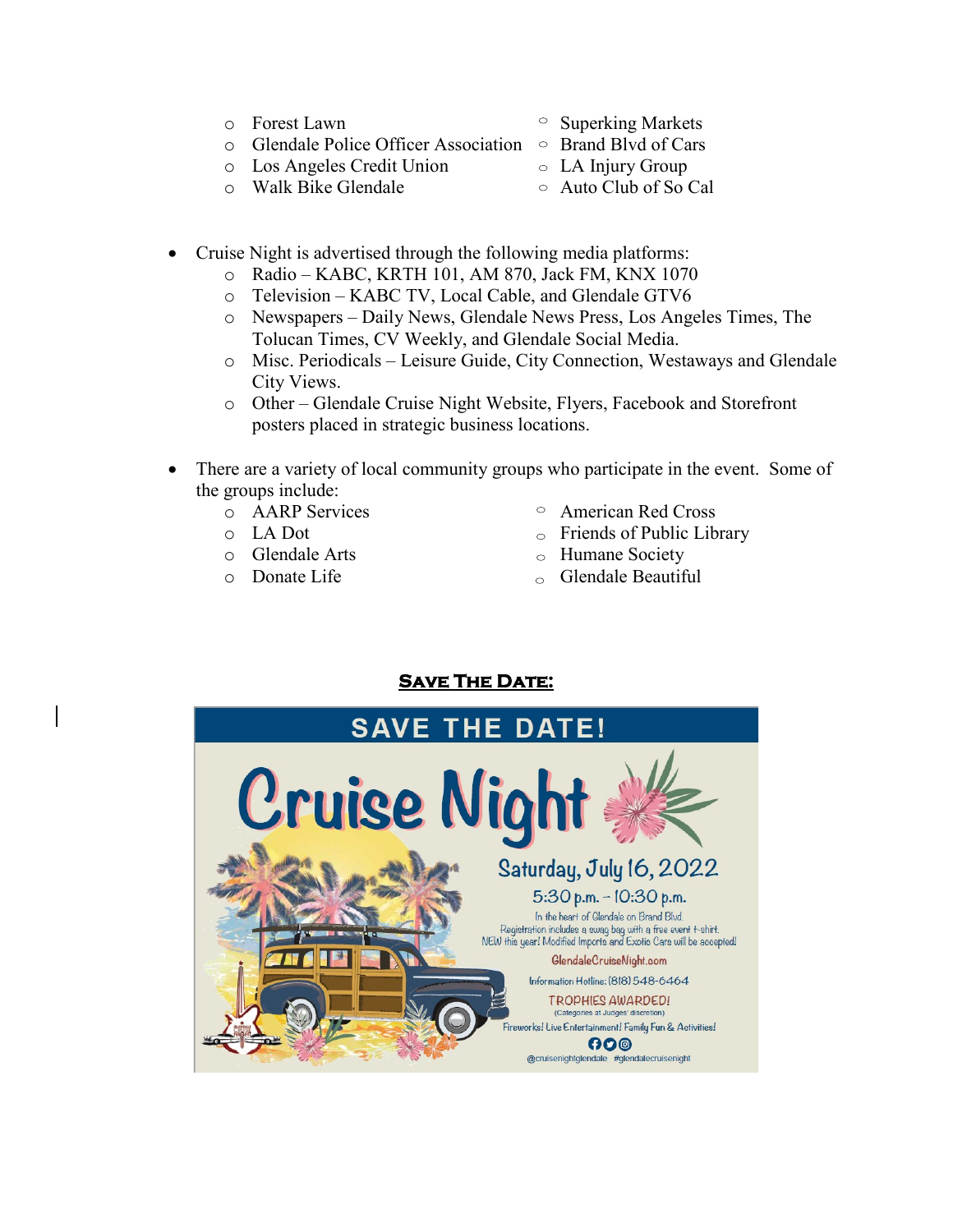- Forest Lawn
- Glendale Police Officer Association
- Los Angeles Credit Union
- Walk Bike Glendale
- Superking Markets
- Brand Blvd of Cars
- LA Injury Group
- Auto Club of So Cal

- Cruise Night is advertised through the following media platforms:
  - Radio – KABC, KRTH 101, AM 870, Jack FM, KNX 1070
  - Television – KABC TV, Local Cable, and Glendale GTV6
  - Newspapers – Daily News, Glendale News Press, Los Angeles Times, The Tolucan Times, CV Weekly, and Glendale Social Media.
  - Misc. Periodicals – Leisure Guide, City Connection, Westaways and Glendale City Views.
  - Other – Glendale Cruise Night Website, Flyers, Facebook and Storefront posters placed in strategic business locations.

- There are a variety of local community groups who participate in the event. Some of the groups include:
  - AARP Services
  - LA Dot
  - Glendale Arts
  - Donate Life
  - American Red Cross
  - Friends of Public Library
  - Humane Society
  - Glendale Beautiful

**SAVE THE DATE:**

SAVE THE DATE!

Cruise Night

Saturday, July 16, 2022

5:30 p.m. - 10:30 p.m.

In the heart of Glendale on Brand Blvd.

Registration includes a swag bag with a free event t-shirt.

NEW this year! Modified Imports and Exotic Cars will be accepted!

GlendaleCruiseNight.com

Information Hotline: (818) 548-6464

TROPHIES AWARDED!

(Categories at Judges' discretion)

Fireworks! Live Entertainment! Family Fun & Activities!

@cruisenightglendale #glendalecruisenight